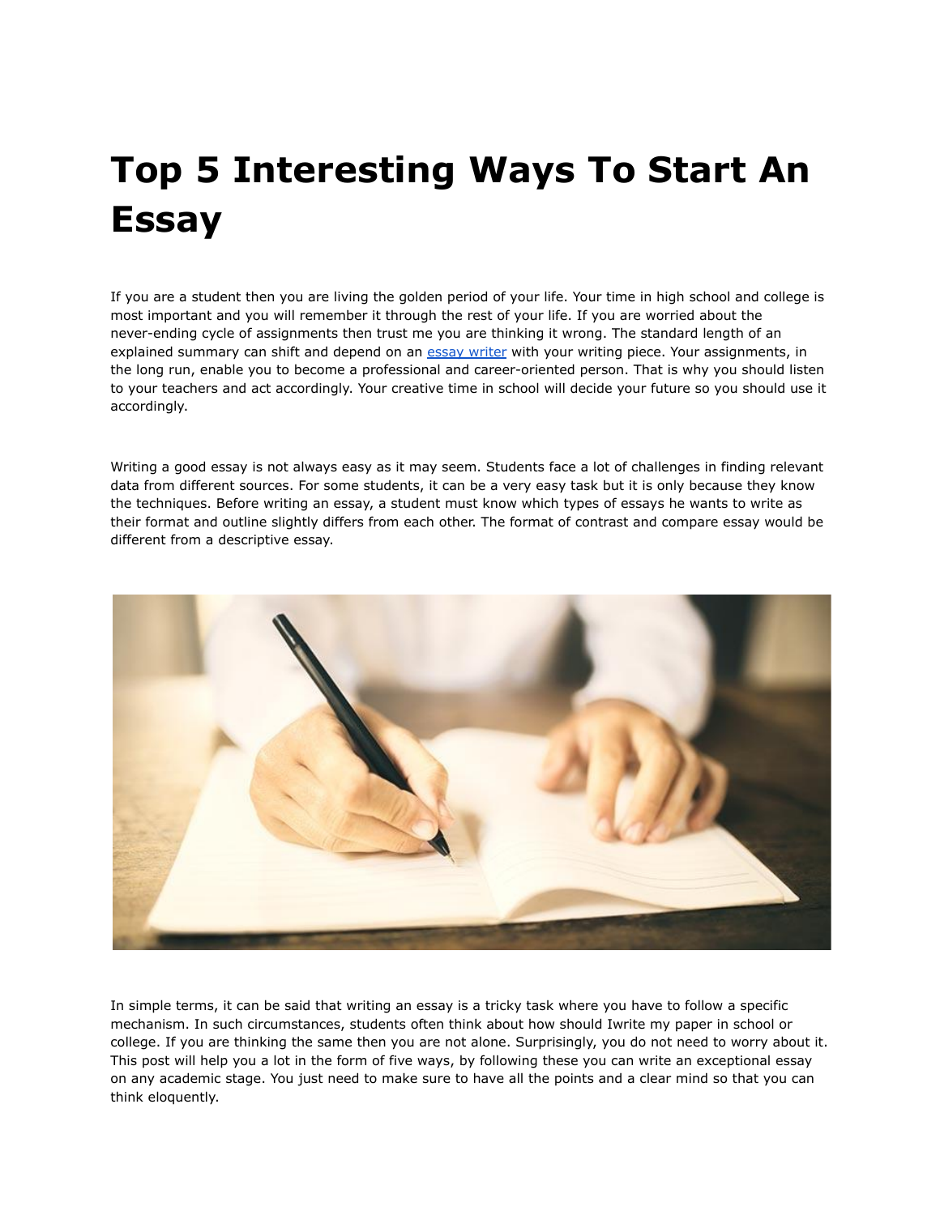# Top 5 Interesting Ways To Start An Essay

If you are a student then you are living the golden period of your life. Your time in high school and college is most important and you will remember it through the rest of your life. If you are worried about the never-ending cycle of assignments then trust me you are thinking it wrong. The standard length of an explained summary can shift and depend on an essay writer with your writing piece. Your assignments, in the long run, enable you to become a professional and career-oriented person. That is why you should listen to your teachers and act accordingly. Your creative time in school will decide your future so you should use it accordingly.

Writing a good essay is not always easy as it may seem. Students face a lot of challenges in finding relevant data from different sources. For some students, it can be a very easy task but it is only because they know the techniques. Before writing an essay, a student must know which types of essays he wants to write as their format and outline slightly differs from each other. The format of contrast and compare essay would be different from a descriptive essay.

In simple terms, it can be said that writing an essay is a tricky task where you have to follow a specific mechanism. In such circumstances, students often think about how should Iwrite my paper in school or college. If you are thinking the same then you are not alone. Surprisingly, you do not need to worry about it. This post will help you a lot in the form of five ways, by following these you can write an exceptional essay on any academic stage. You just need to make sure to have all the points and a clear mind so that you can think eloquently.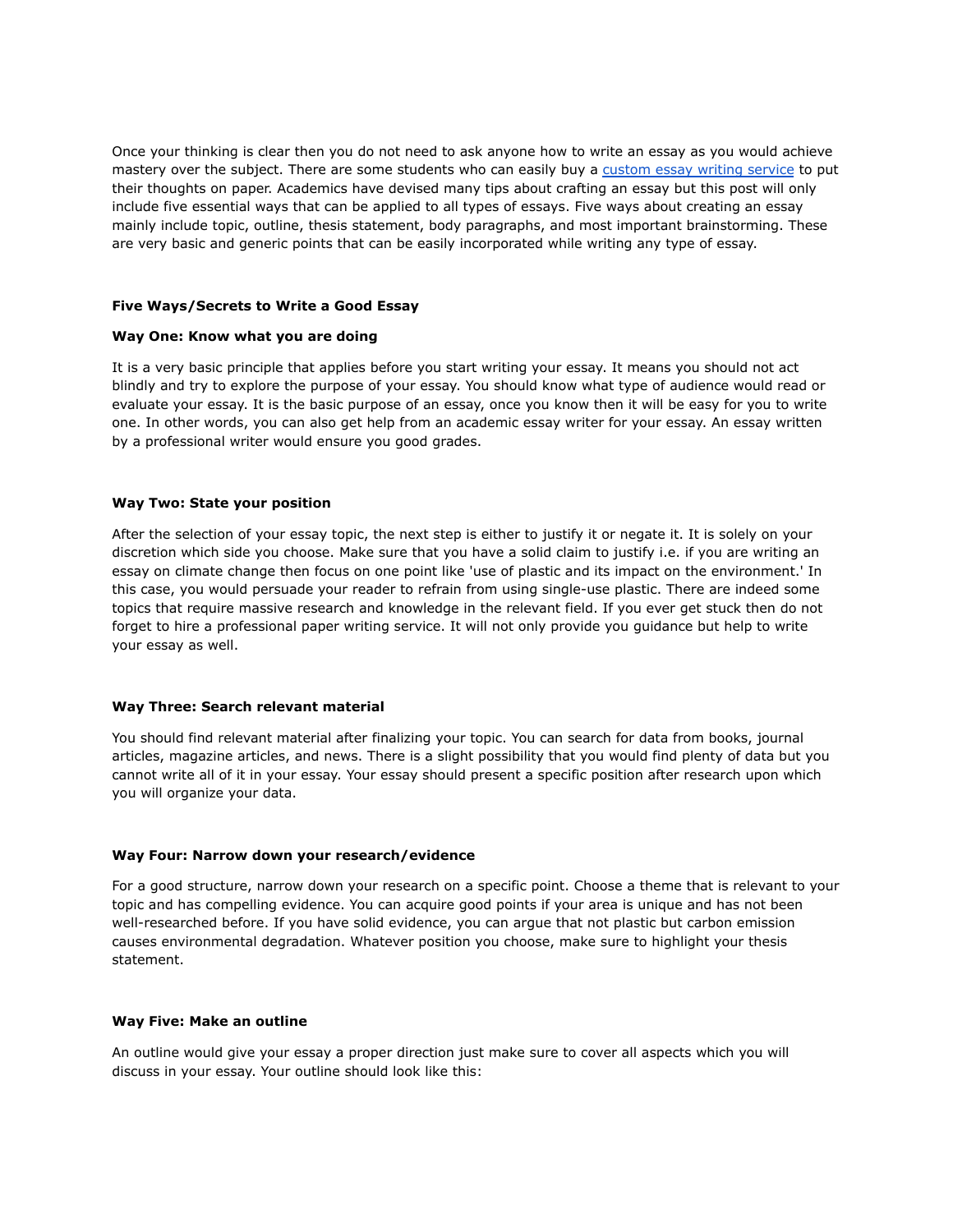Once your thinking is clear then you do not need to ask anyone how to write an essay as you would achieve mastery over the subject. There are some students who can easily buy a [custom essay writing service]() to put their thoughts on paper. Academics have devised many tips about crafting an essay but this post will only include five essential ways that can be applied to all types of essays. Five ways about creating an essay mainly include topic, outline, thesis statement, body paragraphs, and most important brainstorming. These are very basic and generic points that can be easily incorporated while writing any type of essay.

**Five Ways/Secrets to Write a Good Essay**

**Way One: Know what you are doing**

It is a very basic principle that applies before you start writing your essay. It means you should not act blindly and try to explore the purpose of your essay. You should know what type of audience would read or evaluate your essay. It is the basic purpose of an essay, once you know then it will be easy for you to write one. In other words, you can also get help from an academic essay writer for your essay. An essay written by a professional writer would ensure you good grades.

**Way Two: State your position**

After the selection of your essay topic, the next step is either to justify it or negate it. It is solely on your discretion which side you choose. Make sure that you have a solid claim to justify i.e. if you are writing an essay on climate change then focus on one point like 'use of plastic and its impact on the environment.' In this case, you would persuade your reader to refrain from using single-use plastic. There are indeed some topics that require massive research and knowledge in the relevant field. If you ever get stuck then do not forget to hire a professional paper writing service. It will not only provide you guidance but help to write your essay as well.

**Way Three: Search relevant material**

You should find relevant material after finalizing your topic. You can search for data from books, journal articles, magazine articles, and news. There is a slight possibility that you would find plenty of data but you cannot write all of it in your essay. Your essay should present a specific position after research upon which you will organize your data.

**Way Four: Narrow down your research/evidence**

For a good structure, narrow down your research on a specific point. Choose a theme that is relevant to your topic and has compelling evidence. You can acquire good points if your area is unique and has not been well-researched before. If you have solid evidence, you can argue that not plastic but carbon emission causes environmental degradation. Whatever position you choose, make sure to highlight your thesis statement.

**Way Five: Make an outline**

An outline would give your essay a proper direction just make sure to cover all aspects which you will discuss in your essay. Your outline should look like this: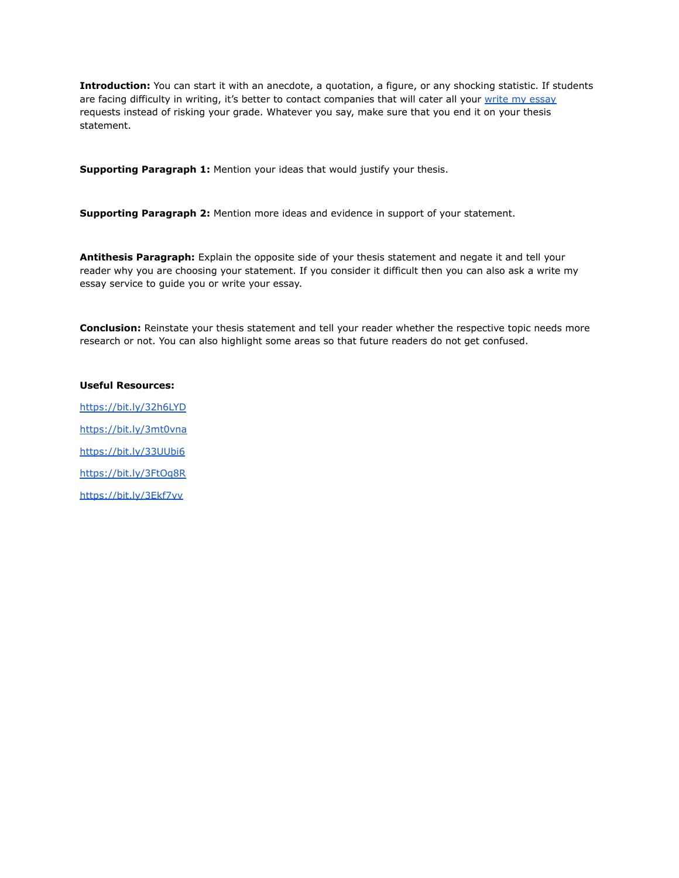**Introduction:** You can start it with an anecdote, a quotation, a figure, or any shocking statistic. If students are facing difficulty in writing, it's better to contact companies that will cater all your [write my essay]() requests instead of risking your grade. Whatever you say, make sure that you end it on your thesis statement.

**Supporting Paragraph 1:** Mention your ideas that would justify your thesis.

**Supporting Paragraph 2:** Mention more ideas and evidence in support of your statement.

**Antithesis Paragraph:** Explain the opposite side of your thesis statement and negate it and tell your reader why you are choosing your statement. If you consider it difficult then you can also ask a write my essay service to guide you or write your essay.

**Conclusion:** Reinstate your thesis statement and tell your reader whether the respective topic needs more research or not. You can also highlight some areas so that future readers do not get confused.

**Useful Resources:**

https://bit.ly/32h6LYD

https://bit.ly/3mt0vna

https://bit.ly/33UUbi6

https://bit.ly/3FtOq8R

https://bit.ly/3Ekf7vv